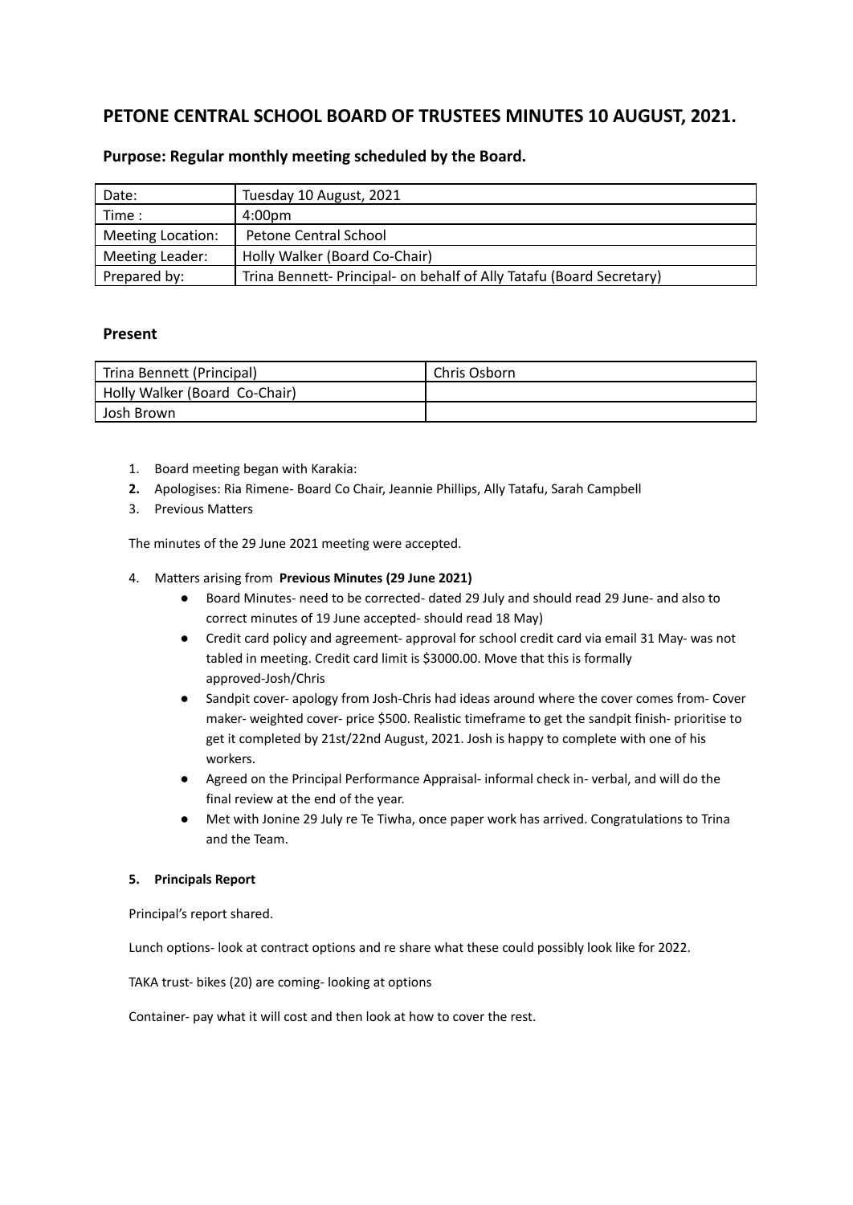# PETONE CENTRAL SCHOOL BOARD OF TRUSTEES MINUTES 10 AUGUST, 2021.

## Purpose: Regular monthly meeting scheduled by the Board.

| Date: | Tuesday 10 August, 2021 |
|---|---|
| Time : | 4:00pm |
| Meeting Location: | Petone Central School |
| Meeting Leader: | Holly Walker (Board Co-Chair) |
| Prepared by: | Trina Bennett- Principal- on behalf of Ally Tatafu (Board Secretary) |

## Present

| Trina Bennett (Principal) | Chris Osborn |
|---|---|
| Holly Walker (Board Co-Chair) | |
| Josh Brown | |

1. Board meeting began with Karakia:
2. **Apologises:** Ria Rimene- Board Co Chair, Jeannie Phillips, Ally Tatafu, Sarah Campbell
3. Previous Matters

The minutes of the 29 June 2021 meeting were accepted.

4. Matters arising from **Previous Minutes (29 June 2021)**
   - Board Minutes- need to be corrected- dated 29 July and should read 29 June- and also to correct minutes of 19 June accepted- should read 18 May)
   - Credit card policy and agreement- approval for school credit card via email 31 May- was not tabled in meeting. Credit card limit is $3000.00. Move that this is formally approved-Josh/Chris
   - Sandpit cover- apology from Josh-Chris had ideas around where the cover comes from- Cover maker- weighted cover- price $500. Realistic timeframe to get the sandpit finish- prioritise to get it completed by 21st/22nd August, 2021. Josh is happy to complete with one of his workers.
   - Agreed on the Principal Performance Appraisal- informal check in- verbal, and will do the final review at the end of the year.
   - Met with Jonine 29 July re Te Tiwha, once paper work has arrived. Congratulations to Trina and the Team.

**5. Principals Report**

Principal's report shared.

Lunch options- look at contract options and re share what these could possibly look like for 2022.

TAKA trust- bikes (20) are coming- looking at options

Container- pay what it will cost and then look at how to cover the rest.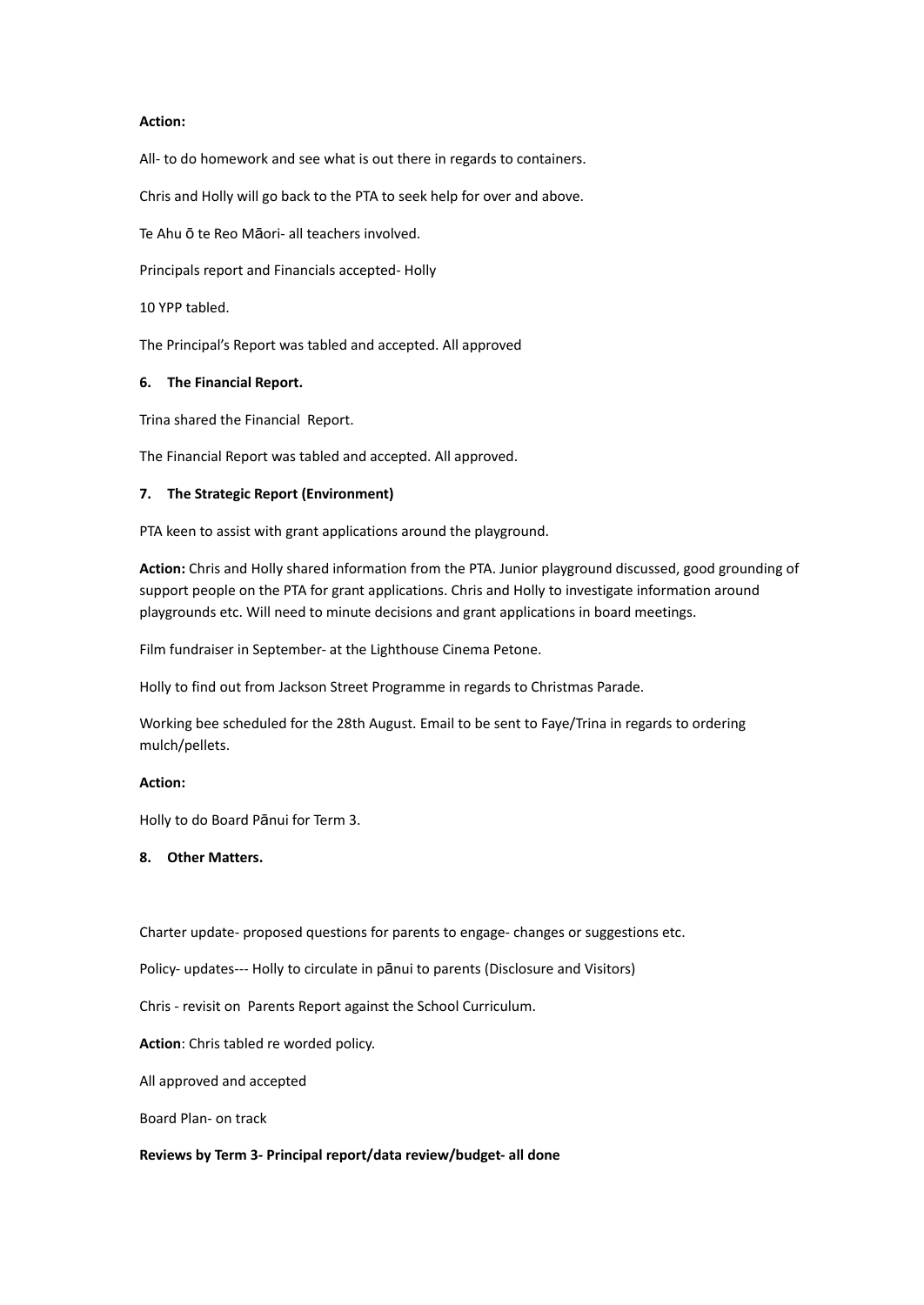**Action:**

All- to do homework and see what is out there in regards to containers.

Chris and Holly will go back to the PTA to seek help for over and above.

Te Ahu ō te Reo Māori- all teachers involved.

Principals report and Financials accepted- Holly

10 YPP tabled.

The Principal's Report was tabled and accepted. All approved

**6. The Financial Report.**

Trina shared the Financial Report.

The Financial Report was tabled and accepted. All approved.

**7. The Strategic Report (Environment)**

PTA keen to assist with grant applications around the playground.

**Action:** Chris and Holly shared information from the PTA. Junior playground discussed, good grounding of support people on the PTA for grant applications. Chris and Holly to investigate information around playgrounds etc. Will need to minute decisions and grant applications in board meetings.

Film fundraiser in September- at the Lighthouse Cinema Petone.

Holly to find out from Jackson Street Programme in regards to Christmas Parade.

Working bee scheduled for the 28th August. Email to be sent to Faye/Trina in regards to ordering mulch/pellets.

**Action:**

Holly to do Board Pānui for Term 3.

**8. Other Matters.**

Charter update- proposed questions for parents to engage- changes or suggestions etc.

Policy- updates--- Holly to circulate in pānui to parents (Disclosure and Visitors)

Chris - revisit on Parents Report against the School Curriculum.

**Action**: Chris tabled re worded policy.

All approved and accepted

Board Plan- on track

**Reviews by Term 3- Principal report/data review/budget- all done**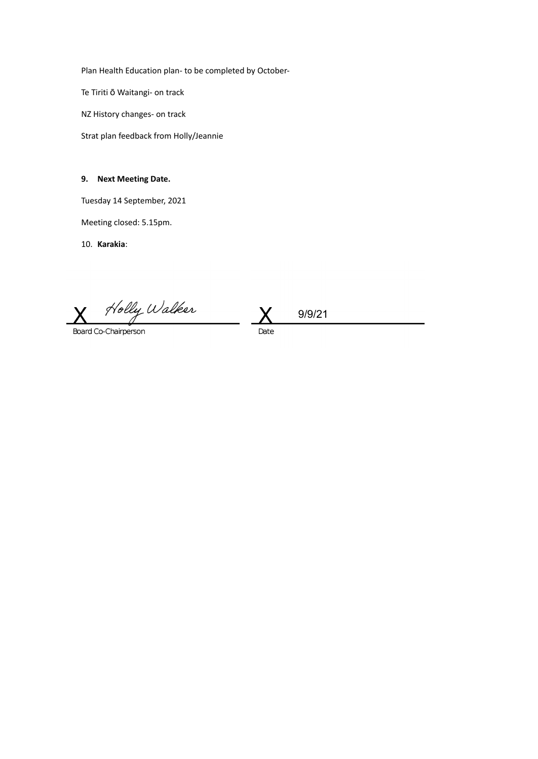Plan Health Education plan- to be completed by October-

Te Tiriti ō Waitangi- on track

NZ History changes- on track

Strat plan feedback from Holly/Jeannie

**9. Next Meeting Date.**

Tuesday 14 September, 2021

Meeting closed: 5.15pm.

10. **Karakia**:

X Holly Walker

Board Co-Chairperson

X 9/9/21

Date